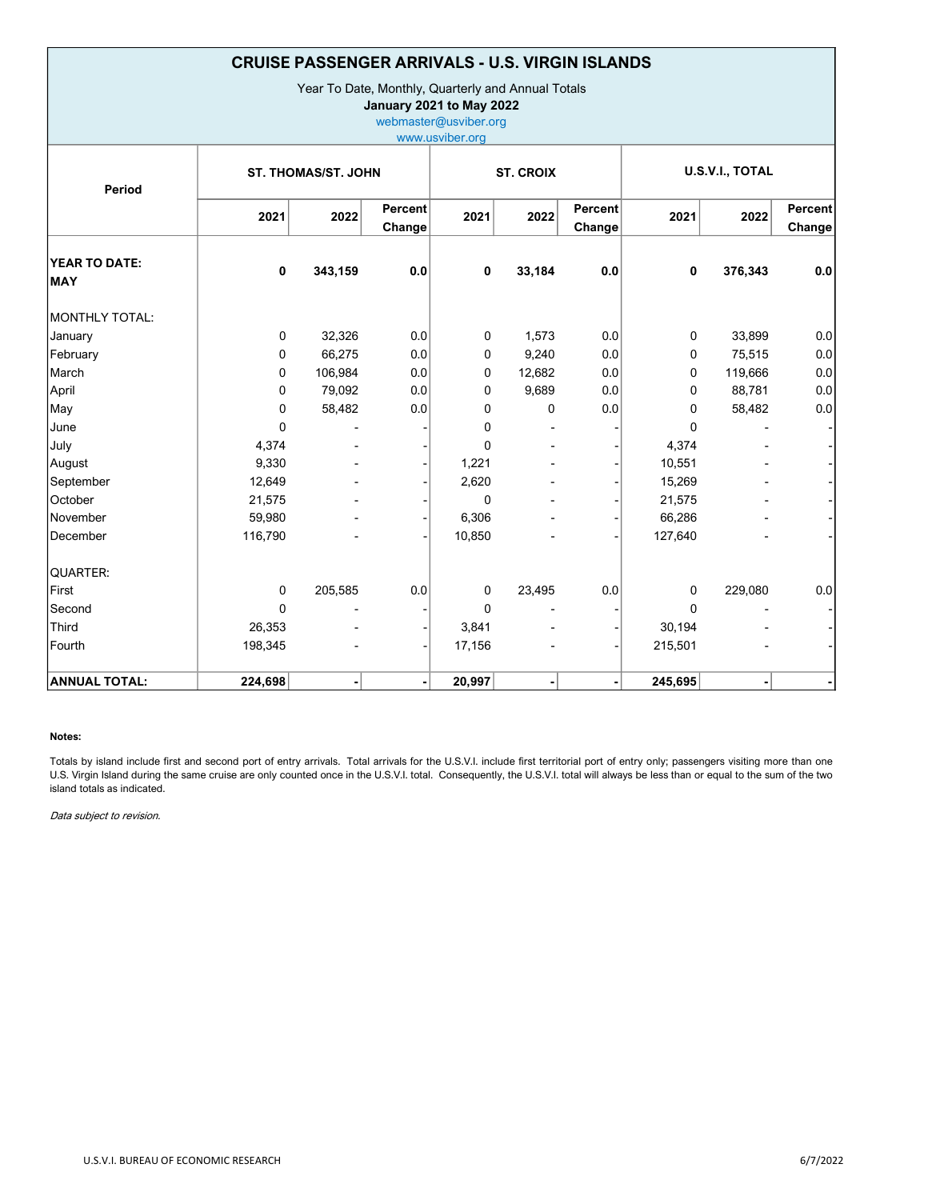# CRUISE PASSENGER ARRIVALS - U.S. VIRGIN ISLANDS

Year To Date, Monthly, Quarterly and Annual Totals

**January 2021 to May 2022**

webmaster@usviber.org

www.usviber.org

| Period | ST. THOMAS/ST. JOHN | | | ST. CROIX | | | U.S.V.I., TOTAL | | |
|---|---|---|---|---|---|---|---|---|---|
| | 2021 | 2022 | Percent Change | 2021 | 2022 | Percent Change | 2021 | 2022 | Percent Change |
| **YEAR TO DATE: MAY** | **0** | **343,159** | **0.0** | **0** | **33,184** | **0.0** | **0** | **376,343** | **0.0** |
| MONTHLY TOTAL: | | | | | | | | | |
| January | 0 | 32,326 | 0.0 | 0 | 1,573 | 0.0 | 0 | 33,899 | 0.0 |
| February | 0 | 66,275 | 0.0 | 0 | 9,240 | 0.0 | 0 | 75,515 | 0.0 |
| March | 0 | 106,984 | 0.0 | 0 | 12,682 | 0.0 | 0 | 119,666 | 0.0 |
| April | 0 | 79,092 | 0.0 | 0 | 9,689 | 0.0 | 0 | 88,781 | 0.0 |
| May | 0 | 58,482 | 0.0 | 0 | 0 | 0.0 | 0 | 58,482 | 0.0 |
| June | 0 | - | - | 0 | - | - | 0 | - | - |
| July | 4,374 | - | - | 0 | - | - | 4,374 | - | - |
| August | 9,330 | - | - | 1,221 | - | - | 10,551 | - | - |
| September | 12,649 | - | - | 2,620 | - | - | 15,269 | - | - |
| October | 21,575 | - | - | 0 | - | - | 21,575 | - | - |
| November | 59,980 | - | - | 6,306 | - | - | 66,286 | - | - |
| December | 116,790 | - | - | 10,850 | - | - | 127,640 | - | - |
| QUARTER: | | | | | | | | | |
| First | 0 | 205,585 | 0.0 | 0 | 23,495 | 0.0 | 0 | 229,080 | 0.0 |
| Second | 0 | - | - | 0 | - | - | 0 | - | - |
| Third | 26,353 | - | - | 3,841 | - | - | 30,194 | - | - |
| Fourth | 198,345 | - | - | 17,156 | - | - | 215,501 | - | - |
| **ANNUAL TOTAL:** | **224,698** | **-** | **-** | **20,997** | **-** | **-** | **245,695** | **-** | **-** |

**Notes:**

Totals by island include first and second port of entry arrivals. Total arrivals for the U.S.V.I. include first territorial port of entry only; passengers visiting more than one U.S. Virgin Island during the same cruise are only counted once in the U.S.V.I. total. Consequently, the U.S.V.I. total will always be less than or equal to the sum of the two island totals as indicated.

*Data subject to revision.*

U.S.V.I. BUREAU OF ECONOMIC RESEARCH 6/7/2022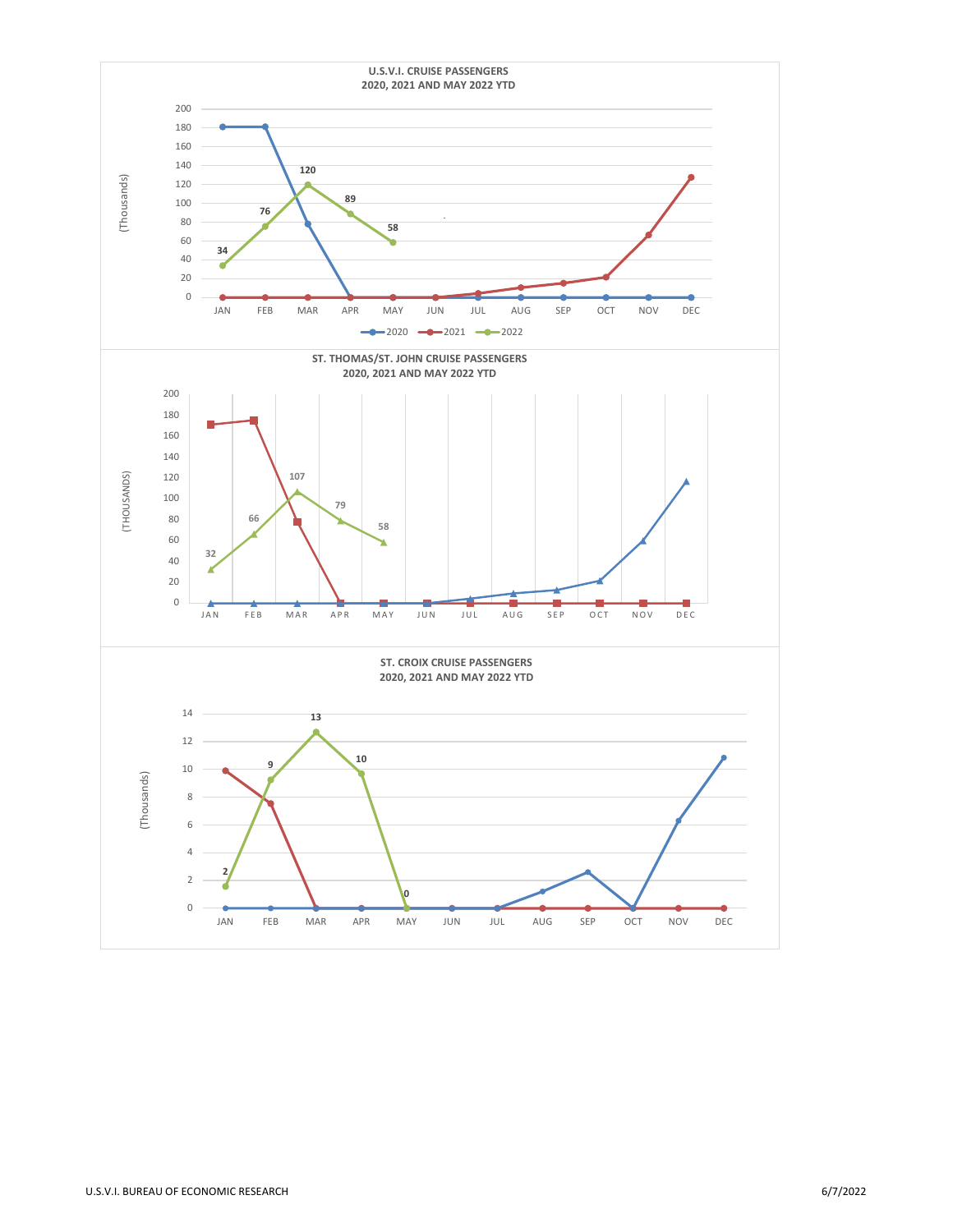U.S.V.I. CRUISE PASSENGERS
2020, 2021 AND MAY 2022 YTD

(Thousands)

200
180
160
140
120
100
80
60
40
20
0

JAN FEB MAR APR MAY JUN JUL AUG SEP OCT NOV DEC

34
76
120
89
58

2020 2021 2022

ST. THOMAS/ST. JOHN CRUISE PASSENGERS
2020, 2021 AND MAY 2022 YTD

(THOUSANDS)

200
180
160
140
120
100
80
60
40
20
0

JAN FEB MAR APR MAY JUN JUL AUG SEP OCT NOV DEC

32
66
107
79
58

ST. CROIX CRUISE PASSENGERS
2020, 2021 AND MAY 2022 YTD

(Thousands)

14
12
10
8
6
4
2
0

JAN FEB MAR APR MAY JUN JUL AUG SEP OCT NOV DEC

2
9
13
10
0